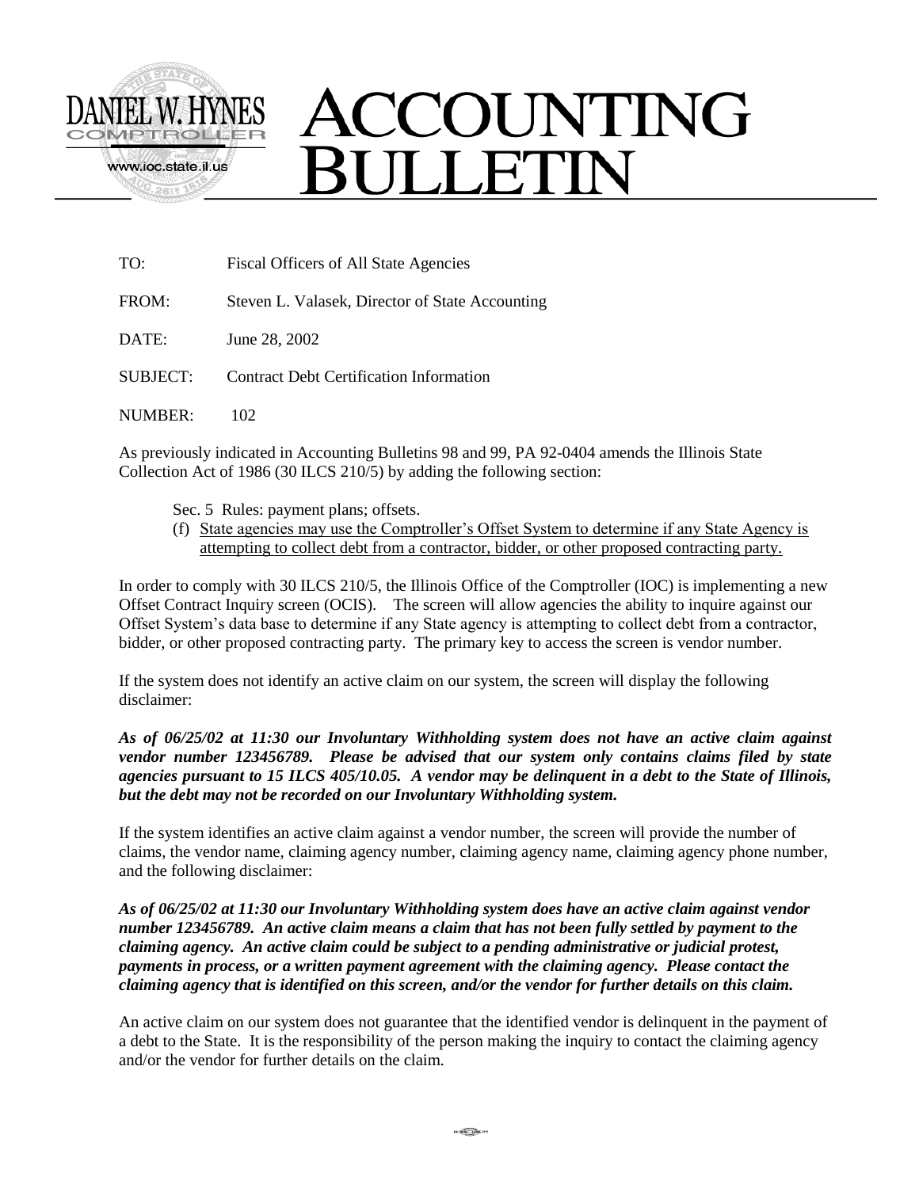DANIEL W. HYNES
COMPTROLLER
www.ioc.state.il.us

# ACCOUNTING BULLETIN

TO: Fiscal Officers of All State Agencies

FROM: Steven L. Valasek, Director of State Accounting

DATE: June 28, 2002

SUBJECT: Contract Debt Certification Information

NUMBER: 102

As previously indicated in Accounting Bulletins 98 and 99, PA 92-0404 amends the Illinois State Collection Act of 1986 (30 ILCS 210/5) by adding the following section:

Sec. 5 Rules: payment plans; offsets.

(f) State agencies may use the Comptroller's Offset System to determine if any State Agency is attempting to collect debt from a contractor, bidder, or other proposed contracting party.

In order to comply with 30 ILCS 210/5, the Illinois Office of the Comptroller (IOC) is implementing a new Offset Contract Inquiry screen (OCIS). The screen will allow agencies the ability to inquire against our Offset System's data base to determine if any State agency is attempting to collect debt from a contractor, bidder, or other proposed contracting party. The primary key to access the screen is vendor number.

If the system does not identify an active claim on our system, the screen will display the following disclaimer:

***As of 06/25/02 at 11:30 our Involuntary Withholding system does not have an active claim against vendor number 123456789. Please be advised that our system only contains claims filed by state agencies pursuant to 15 ILCS 405/10.05. A vendor may be delinquent in a debt to the State of Illinois, but the debt may not be recorded on our Involuntary Withholding system.***

If the system identifies an active claim against a vendor number, the screen will provide the number of claims, the vendor name, claiming agency number, claiming agency name, claiming agency phone number, and the following disclaimer:

***As of 06/25/02 at 11:30 our Involuntary Withholding system does have an active claim against vendor number 123456789. An active claim means a claim that has not been fully settled by payment to the claiming agency. An active claim could be subject to a pending administrative or judicial protest, payments in process, or a written payment agreement with the claiming agency. Please contact the claiming agency that is identified on this screen, and/or the vendor for further details on this claim.***

An active claim on our system does not guarantee that the identified vendor is delinquent in the payment of a debt to the State. It is the responsibility of the person making the inquiry to contact the claiming agency and/or the vendor for further details on the claim.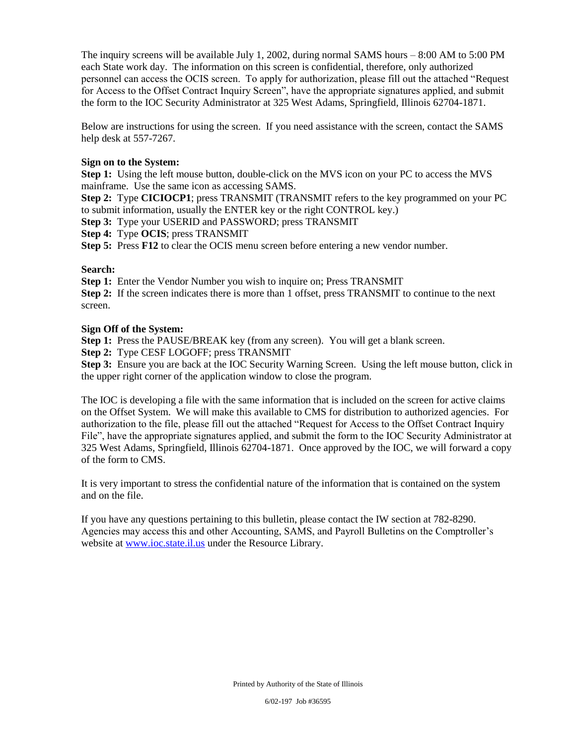The inquiry screens will be available July 1, 2002, during normal SAMS hours – 8:00 AM to 5:00 PM each State work day. The information on this screen is confidential, therefore, only authorized personnel can access the OCIS screen. To apply for authorization, please fill out the attached "Request for Access to the Offset Contract Inquiry Screen", have the appropriate signatures applied, and submit the form to the IOC Security Administrator at 325 West Adams, Springfield, Illinois 62704-1871.

Below are instructions for using the screen. If you need assistance with the screen, contact the SAMS help desk at 557-7267.

**Sign on to the System:**

**Step 1:** Using the left mouse button, double-click on the MVS icon on your PC to access the MVS mainframe. Use the same icon as accessing SAMS.
**Step 2:** Type **CICIOCP1**; press TRANSMIT (TRANSMIT refers to the key programmed on your PC to submit information, usually the ENTER key or the right CONTROL key.)
**Step 3:** Type your USERID and PASSWORD; press TRANSMIT
**Step 4:** Type **OCIS**; press TRANSMIT
**Step 5:** Press **F12** to clear the OCIS menu screen before entering a new vendor number.

**Search:**

**Step 1:** Enter the Vendor Number you wish to inquire on; Press TRANSMIT
**Step 2:** If the screen indicates there is more than 1 offset, press TRANSMIT to continue to the next screen.

**Sign Off of the System:**

**Step 1:** Press the PAUSE/BREAK key (from any screen). You will get a blank screen.
**Step 2:** Type CESF LOGOFF; press TRANSMIT
**Step 3:** Ensure you are back at the IOC Security Warning Screen. Using the left mouse button, click in the upper right corner of the application window to close the program.

The IOC is developing a file with the same information that is included on the screen for active claims on the Offset System. We will make this available to CMS for distribution to authorized agencies. For authorization to the file, please fill out the attached "Request for Access to the Offset Contract Inquiry File", have the appropriate signatures applied, and submit the form to the IOC Security Administrator at 325 West Adams, Springfield, Illinois 62704-1871. Once approved by the IOC, we will forward a copy of the form to CMS.

It is very important to stress the confidential nature of the information that is contained on the system and on the file.

If you have any questions pertaining to this bulletin, please contact the IW section at 782-8290. Agencies may access this and other Accounting, SAMS, and Payroll Bulletins on the Comptroller's website at [www.ioc.state.il.us](http://www.ioc.state.il.us) under the Resource Library.

Printed by Authority of the State of Illinois

6/02-197 Job #36595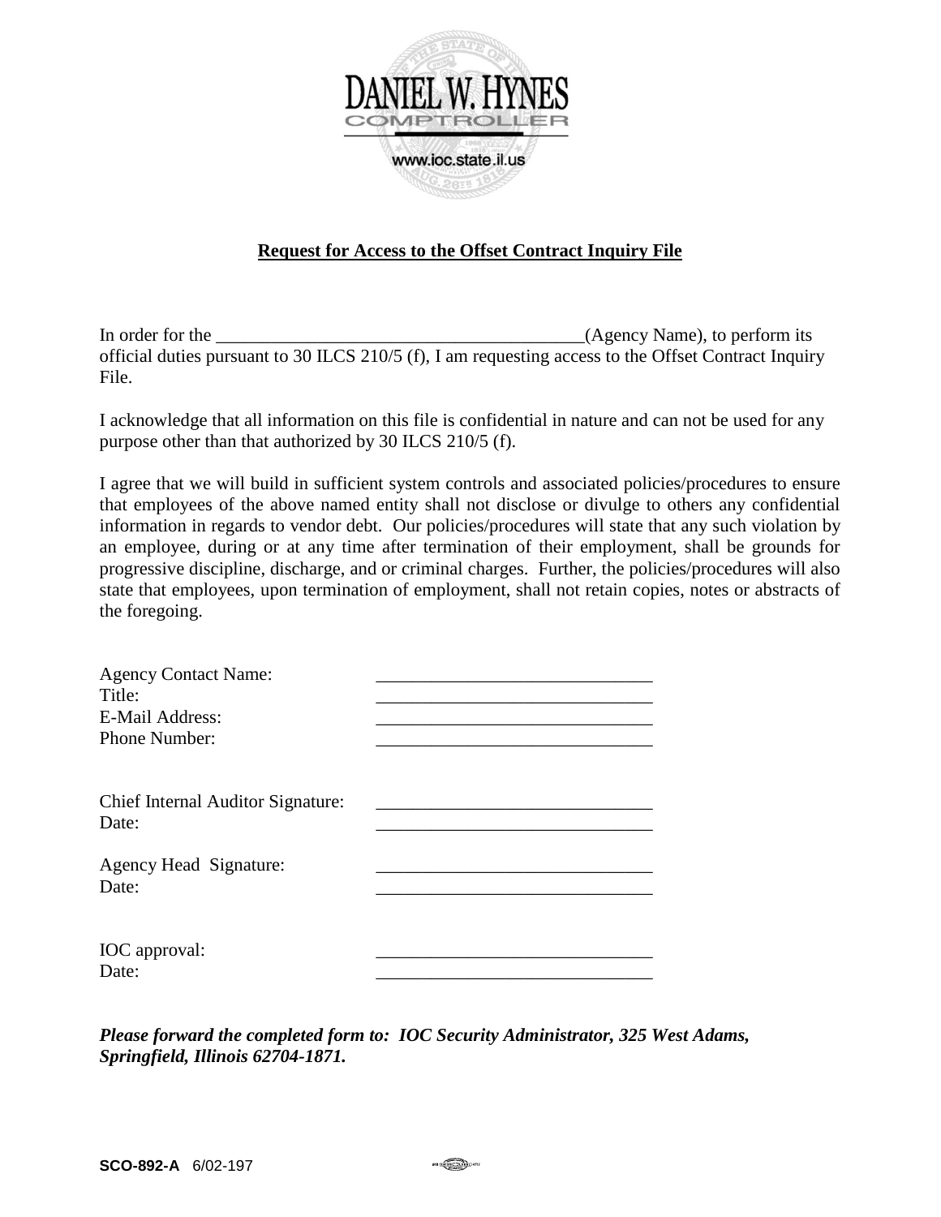DANIEL W. HYNES
COMPTROLLER
www.ioc.state.il.us

**Request for Access to the Offset Contract Inquiry File**

In order for the ________________________________________(Agency Name), to perform its official duties pursuant to 30 ILCS 210/5 (f), I am requesting access to the Offset Contract Inquiry File.

I acknowledge that all information on this file is confidential in nature and can not be used for any purpose other than that authorized by 30 ILCS 210/5 (f).

I agree that we will build in sufficient system controls and associated policies/procedures to ensure that employees of the above named entity shall not disclose or divulge to others any confidential information in regards to vendor debt. Our policies/procedures will state that any such violation by an employee, during or at any time after termination of their employment, shall be grounds for progressive discipline, discharge, and or criminal charges. Further, the policies/procedures will also state that employees, upon termination of employment, shall not retain copies, notes or abstracts of the foregoing.

Agency Contact Name: ______________________________
Title: ______________________________
E-Mail Address: ______________________________
Phone Number: ______________________________

Chief Internal Auditor Signature: ______________________________
Date: ______________________________

Agency Head Signature: ______________________________
Date: ______________________________

IOC approval: ______________________________
Date: ______________________________

***Please forward the completed form to: IOC Security Administrator, 325 West Adams, Springfield, Illinois 62704-1871.***

**SCO-892-A** 6/02-197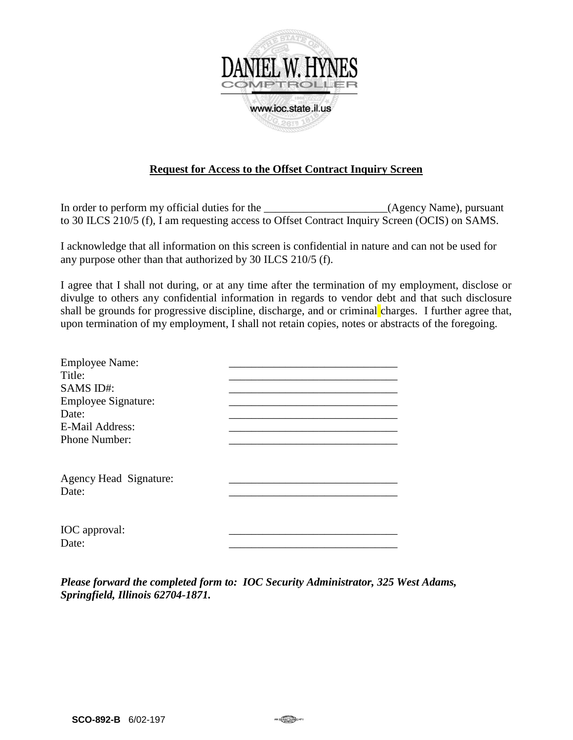DANIEL W. HYNES
COMPTROLLER
www.ioc.state.il.us

**Request for Access to the Offset Contract Inquiry Screen**

In order to perform my official duties for the ______________________(Agency Name), pursuant to 30 ILCS 210/5 (f), I am requesting access to Offset Contract Inquiry Screen (OCIS) on SAMS.

I acknowledge that all information on this screen is confidential in nature and can not be used for any purpose other than that authorized by 30 ILCS 210/5 (f).

I agree that I shall not during, or at any time after the termination of my employment, disclose or divulge to others any confidential information in regards to vendor debt and that such disclosure shall be grounds for progressive discipline, discharge, and or criminal charges. I further agree that, upon termination of my employment, I shall not retain copies, notes or abstracts of the foregoing.

| | |
|---|---|
| Employee Name: | ______________________________ |
| Title: | ______________________________ |
| SAMS ID#: | ______________________________ |
| Employee Signature: | ______________________________ |
| Date: | ______________________________ |
| E-Mail Address: | ______________________________ |
| Phone Number: | ______________________________ |

| | |
|---|---|
| Agency Head Signature: | ______________________________ |
| Date: | ______________________________ |

| | |
|---|---|
| IOC approval: | ______________________________ |
| Date: | ______________________________ |

***Please forward the completed form to: IOC Security Administrator, 325 West Adams, Springfield, Illinois 62704-1871.***

**SCO-892-B** 6/02-197